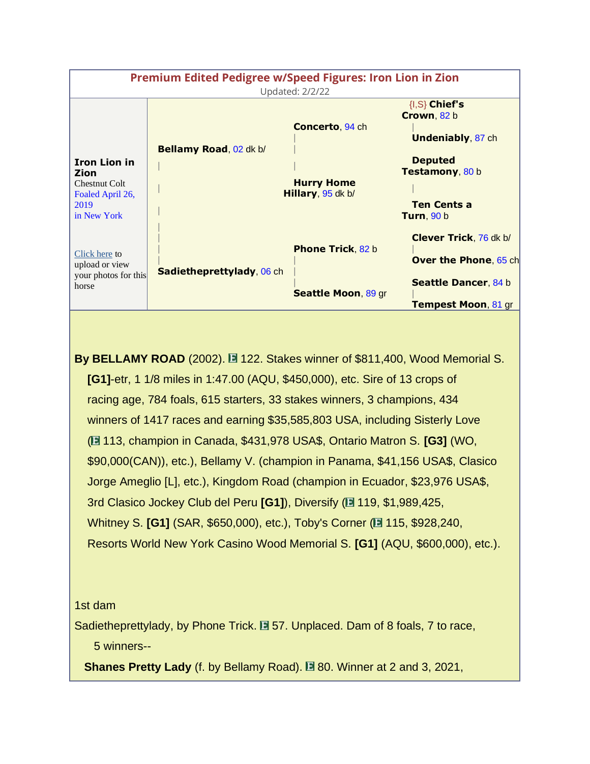## Premium Edited Pedigree w/Speed Figures: Iron Lion in Zion

Updated: 2/2/22

| | | | |
|---|---|---|---|
| **Iron Lion in Zion**<br>Chestnut Colt<br>Foaled April 26, 2019<br>in New York<br><br>Click here to upload or view your photos for this horse | **Bellamy Road**, 02 dk b/ | **Concerto**, 94 ch | {I,S} **Chief's Crown**, 82 b |
| | | | **Undeniably**, 87 ch |
| | | **Hurry Home Hillary**, 95 dk b/ | **Deputed Testamony**, 80 b |
| | | | **Ten Cents a Turn**, 90 b |
| | **Sadietheprettylady**, 06 ch | **Phone Trick**, 82 b | **Clever Trick**, 76 dk b/ |
| | | | **Over the Phone**, 65 ch |
| | | **Seattle Moon**, 89 gr | **Seattle Dancer**, 84 b |
| | | | **Tempest Moon**, 81 gr |

**By BELLAMY ROAD** (2002). E 122. Stakes winner of $811,400, Wood Memorial S. **[G1]**-etr, 1 1/8 miles in 1:47.00 (AQU, $450,000), etc. Sire of 13 crops of racing age, 784 foals, 615 starters, 33 stakes winners, 3 champions, 434 winners of 1417 races and earning $35,585,803 USA, including Sisterly Love (E 113, champion in Canada, $431,978 USA$, Ontario Matron S. **[G3]** (WO, $90,000(CAN)), etc.), Bellamy V. (champion in Panama, $41,156 USA$, Clasico Jorge Ameglio [L], etc.), Kingdom Road (champion in Ecuador, $23,976 USA$, 3rd Clasico Jockey Club del Peru **[G1]**), Diversify (E 119, $1,989,425, Whitney S. **[G1]** (SAR, $650,000), etc.), Toby's Corner (E 115, $928,240, Resorts World New York Casino Wood Memorial S. **[G1]** (AQU, $600,000), etc.).

1st dam

Sadietheprettylady, by Phone Trick. E 57. Unplaced. Dam of 8 foals, 7 to race, 5 winners--

**Shanes Pretty Lady** (f. by Bellamy Road). E 80. Winner at 2 and 3, 2021,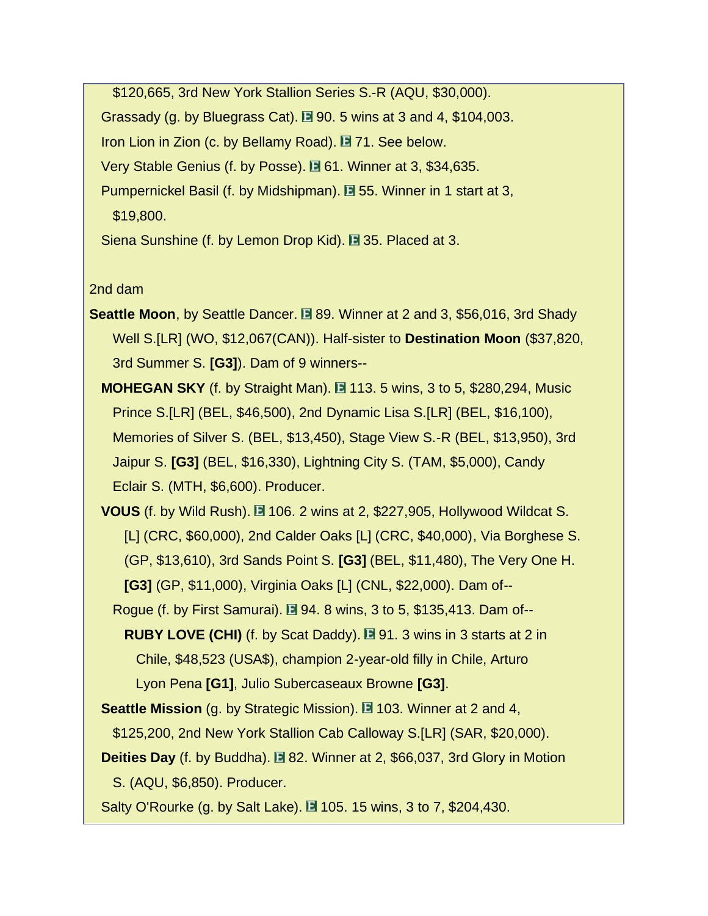$120,665, 3rd New York Stallion Series S.-R (AQU, $30,000).

Grassady (g. by Bluegrass Cat). E 90. 5 wins at 3 and 4, $104,003.

Iron Lion in Zion (c. by Bellamy Road). E 71. See below.

Very Stable Genius (f. by Posse). E 61. Winner at 3, $34,635.

Pumpernickel Basil (f. by Midshipman). E 55. Winner in 1 start at 3, $19,800.

Siena Sunshine (f. by Lemon Drop Kid). E 35. Placed at 3.

2nd dam

**Seattle Moon**, by Seattle Dancer. E 89. Winner at 2 and 3, $56,016, 3rd Shady Well S.[LR] (WO, $12,067(CAN)). Half-sister to **Destination Moon** ($37,820, 3rd Summer S. **[G3]**). Dam of 9 winners--

**MOHEGAN SKY** (f. by Straight Man). E 113. 5 wins, 3 to 5, $280,294, Music Prince S.[LR] (BEL, $46,500), 2nd Dynamic Lisa S.[LR] (BEL, $16,100), Memories of Silver S. (BEL, $13,450), Stage View S.-R (BEL, $13,950), 3rd Jaipur S. **[G3]** (BEL, $16,330), Lightning City S. (TAM, $5,000), Candy Eclair S. (MTH, $6,600). Producer.

**VOUS** (f. by Wild Rush). E 106. 2 wins at 2, $227,905, Hollywood Wildcat S. [L] (CRC, $60,000), 2nd Calder Oaks [L] (CRC, $40,000), Via Borghese S. (GP, $13,610), 3rd Sands Point S. **[G3]** (BEL, $11,480), The Very One H. **[G3]** (GP, $11,000), Virginia Oaks [L] (CNL, $22,000). Dam of--

Rogue (f. by First Samurai). E 94. 8 wins, 3 to 5, $135,413. Dam of--

**RUBY LOVE (CHI)** (f. by Scat Daddy). E 91. 3 wins in 3 starts at 2 in Chile, $48,523 (USA$), champion 2-year-old filly in Chile, Arturo Lyon Pena **[G1]**, Julio Subercaseaux Browne **[G3]**.

**Seattle Mission** (g. by Strategic Mission). E 103. Winner at 2 and 4, $125,200, 2nd New York Stallion Cab Calloway S.[LR] (SAR, $20,000).

**Deities Day** (f. by Buddha). E 82. Winner at 2, $66,037, 3rd Glory in Motion S. (AQU, $6,850). Producer.

Salty O'Rourke (g. by Salt Lake). E 105. 15 wins, 3 to 7, $204,430.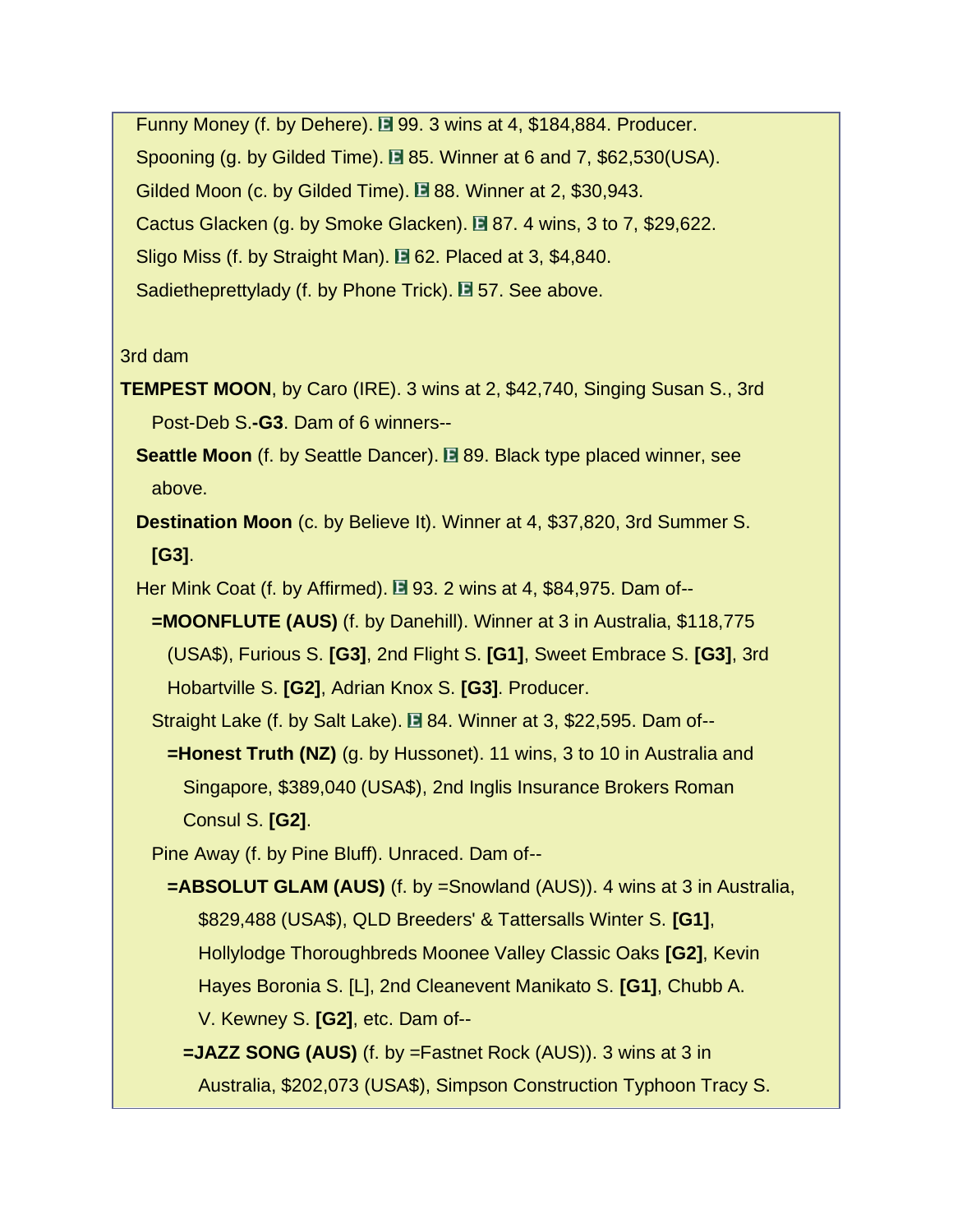Funny Money (f. by Dehere). E 99. 3 wins at 4, $184,884. Producer.

Spooning (g. by Gilded Time). E 85. Winner at 6 and 7, $62,530(USA).

Gilded Moon (c. by Gilded Time). E 88. Winner at 2, $30,943.

Cactus Glacken (g. by Smoke Glacken). E 87. 4 wins, 3 to 7, $29,622.

Sligo Miss (f. by Straight Man). E 62. Placed at 3, $4,840.

Sadietheprettylady (f. by Phone Trick). E 57. See above.

3rd dam

**TEMPEST MOON**, by Caro (IRE). 3 wins at 2, $42,740, Singing Susan S., 3rd Post-Deb S.**-G3**. Dam of 6 winners--

**Seattle Moon** (f. by Seattle Dancer). E 89. Black type placed winner, see above.

**Destination Moon** (c. by Believe It). Winner at 4, $37,820, 3rd Summer S. **[G3]**.

Her Mink Coat (f. by Affirmed). E 93. 2 wins at 4, $84,975. Dam of--

**=MOONFLUTE (AUS)** (f. by Danehill). Winner at 3 in Australia, $118,775 (USA$), Furious S. **[G3]**, 2nd Flight S. **[G1]**, Sweet Embrace S. **[G3]**, 3rd Hobartville S. **[G2]**, Adrian Knox S. **[G3]**. Producer.

Straight Lake (f. by Salt Lake). E 84. Winner at 3, $22,595. Dam of--

**=Honest Truth (NZ)** (g. by Hussonet). 11 wins, 3 to 10 in Australia and Singapore, $389,040 (USA$), 2nd Inglis Insurance Brokers Roman Consul S. **[G2]**.

Pine Away (f. by Pine Bluff). Unraced. Dam of--

**=ABSOLUT GLAM (AUS)** (f. by =Snowland (AUS)). 4 wins at 3 in Australia, $829,488 (USA$), QLD Breeders' & Tattersalls Winter S. **[G1]**, Hollylodge Thoroughbreds Moonee Valley Classic Oaks **[G2]**, Kevin Hayes Boronia S. [L], 2nd Cleanevent Manikato S. **[G1]**, Chubb A. V. Kewney S. **[G2]**, etc. Dam of--

**=JAZZ SONG (AUS)** (f. by =Fastnet Rock (AUS)). 3 wins at 3 in Australia, $202,073 (USA$), Simpson Construction Typhoon Tracy S.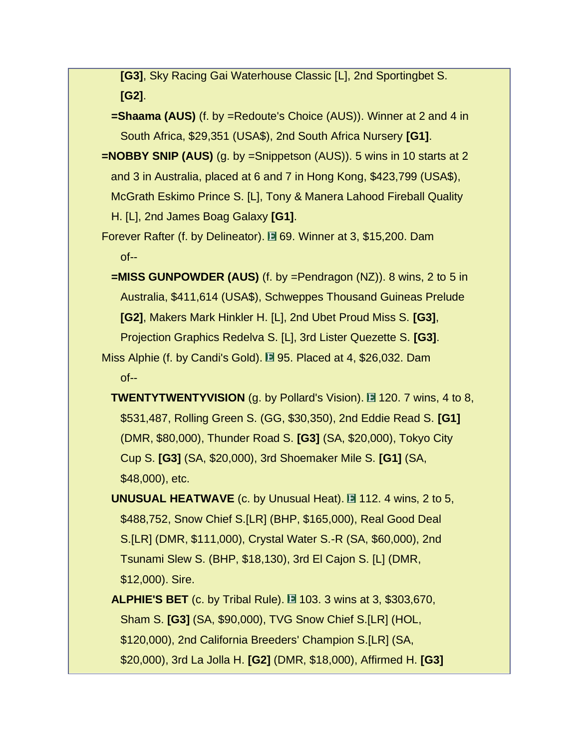[G3], Sky Racing Gai Waterhouse Classic [L], 2nd Sportingbet S. **[G2]**.

**=Shaama (AUS)** (f. by =Redoute's Choice (AUS)). Winner at 2 and 4 in South Africa, $29,351 (USA$), 2nd South Africa Nursery **[G1]**.

**=NOBBY SNIP (AUS)** (g. by =Snippetson (AUS)). 5 wins in 10 starts at 2 and 3 in Australia, placed at 6 and 7 in Hong Kong, $423,799 (USA$), McGrath Eskimo Prince S. [L], Tony & Manera Lahood Fireball Quality H. [L], 2nd James Boag Galaxy **[G1]**.

Forever Rafter (f. by Delineator). E 69. Winner at 3, $15,200. Dam of--

**=MISS GUNPOWDER (AUS)** (f. by =Pendragon (NZ)). 8 wins, 2 to 5 in Australia, $411,614 (USA$), Schweppes Thousand Guineas Prelude **[G2]**, Makers Mark Hinkler H. [L], 2nd Ubet Proud Miss S. **[G3]**, Projection Graphics Redelva S. [L], 3rd Lister Quezette S. **[G3]**.

Miss Alphie (f. by Candi's Gold). E 95. Placed at 4, $26,032. Dam of--

**TWENTYTWENTYVISION** (g. by Pollard's Vision). E 120. 7 wins, 4 to 8, $531,487, Rolling Green S. (GG, $30,350), 2nd Eddie Read S. **[G1]** (DMR, $80,000), Thunder Road S. **[G3]** (SA, $20,000), Tokyo City Cup S. **[G3]** (SA, $20,000), 3rd Shoemaker Mile S. **[G1]** (SA, $48,000), etc.

**UNUSUAL HEATWAVE** (c. by Unusual Heat). E 112. 4 wins, 2 to 5, $488,752, Snow Chief S.[LR] (BHP, $165,000), Real Good Deal S.[LR] (DMR, $111,000), Crystal Water S.-R (SA, $60,000), 2nd Tsunami Slew S. (BHP, $18,130), 3rd El Cajon S. [L] (DMR, $12,000). Sire.

**ALPHIE'S BET** (c. by Tribal Rule). E 103. 3 wins at 3, $303,670, Sham S. **[G3]** (SA, $90,000), TVG Snow Chief S.[LR] (HOL, $120,000), 2nd California Breeders' Champion S.[LR] (SA, $20,000), 3rd La Jolla H. **[G2]** (DMR, $18,000), Affirmed H. **[G3]**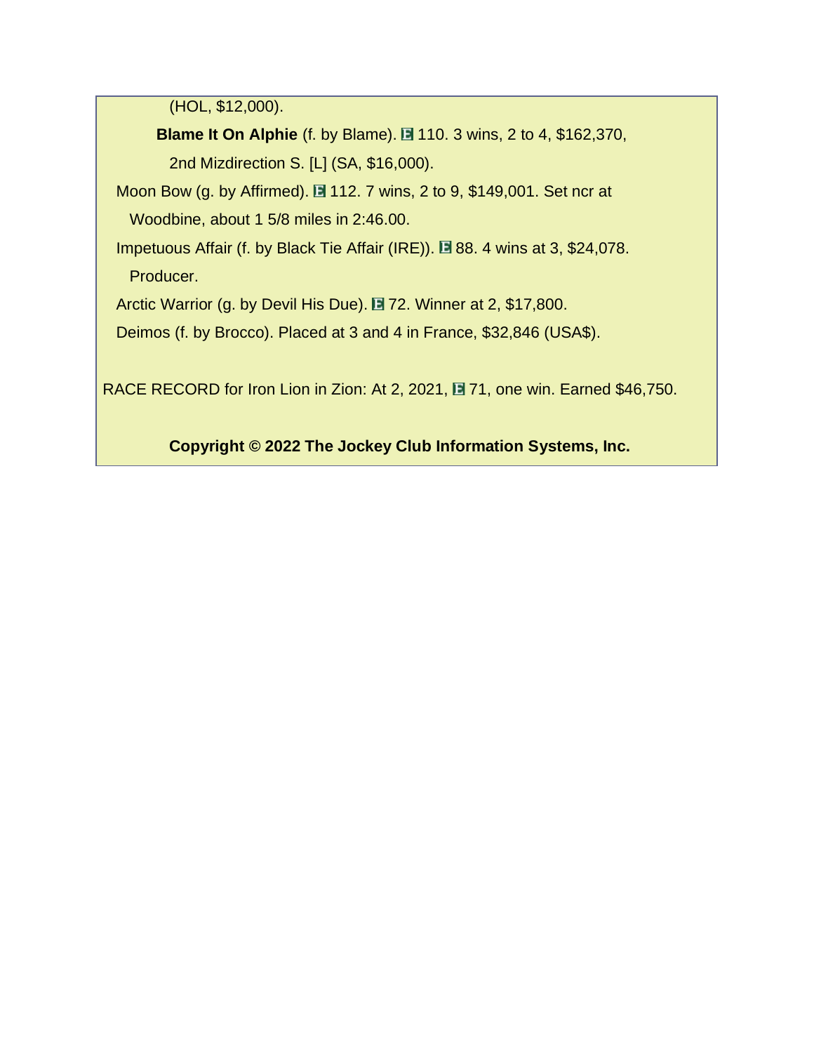(HOL, $12,000).

**Blame It On Alphie** (f. by Blame). E 110. 3 wins, 2 to 4, $162,370, 2nd Mizdirection S. [L] (SA, $16,000).

Moon Bow (g. by Affirmed). E 112. 7 wins, 2 to 9, $149,001. Set ncr at Woodbine, about 1 5/8 miles in 2:46.00.

Impetuous Affair (f. by Black Tie Affair (IRE)). E 88. 4 wins at 3, $24,078. Producer.

Arctic Warrior (g. by Devil His Due). E 72. Winner at 2, $17,800.

Deimos (f. by Brocco). Placed at 3 and 4 in France, $32,846 (USA$).

RACE RECORD for Iron Lion in Zion: At 2, 2021, E 71, one win. Earned $46,750.

**Copyright © 2022 The Jockey Club Information Systems, Inc.**